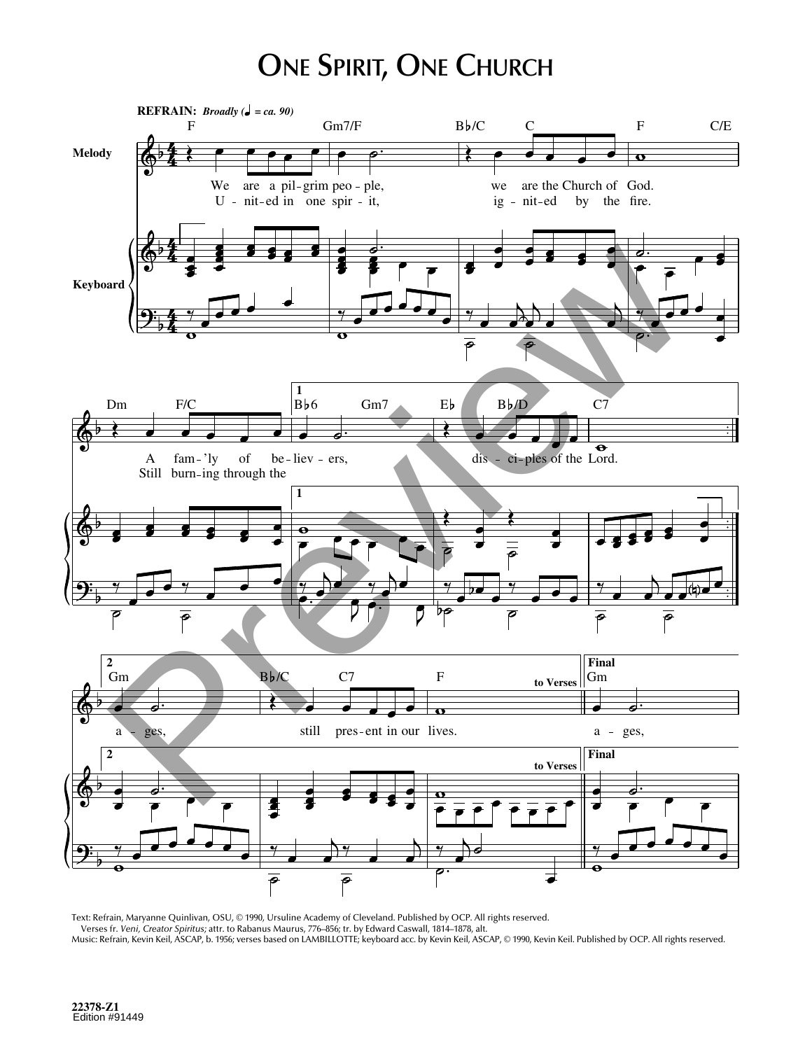# One Spirit, One Church

**REFRAIN:** *Broadly (♩ = ca. 90)*

Melody / Keyboard

F — Gm7/F — B♭/C — C — F — C/E

We are a pil-grim peo-ple, we are the Church of God.
U-nit-ed in one spir-it, ig-nit-ed by the fire.

Dm — F/C — **1** B♭6 — Gm7 — E♭ — B♭/D — C7

A fam-'ly of be-liev-ers, dis-ci-ples of the Lord.
Still burn-ing through the

**2** Gm — B♭/C — C7 — F *to Verses* — **Final** Gm

a-ges, still pres-ent in our lives. a-ges,

Text: Refrain, Maryanne Quinlivan, OSU, © 1990, Ursuline Academy of Cleveland. Published by OCP. All rights reserved.
Verses fr. *Veni, Creator Spiritus;* attr. to Rabanus Maurus, 776–856; tr. by Edward Caswall, 1814–1878, alt.
Music: Refrain, Kevin Keil, ASCAP, b. 1956; verses based on LAMBILLOTTE; keyboard acc. by Kevin Keil, ASCAP, © 1990, Kevin Keil. Published by OCP. All rights reserved.

22378-Z1
Edition #91449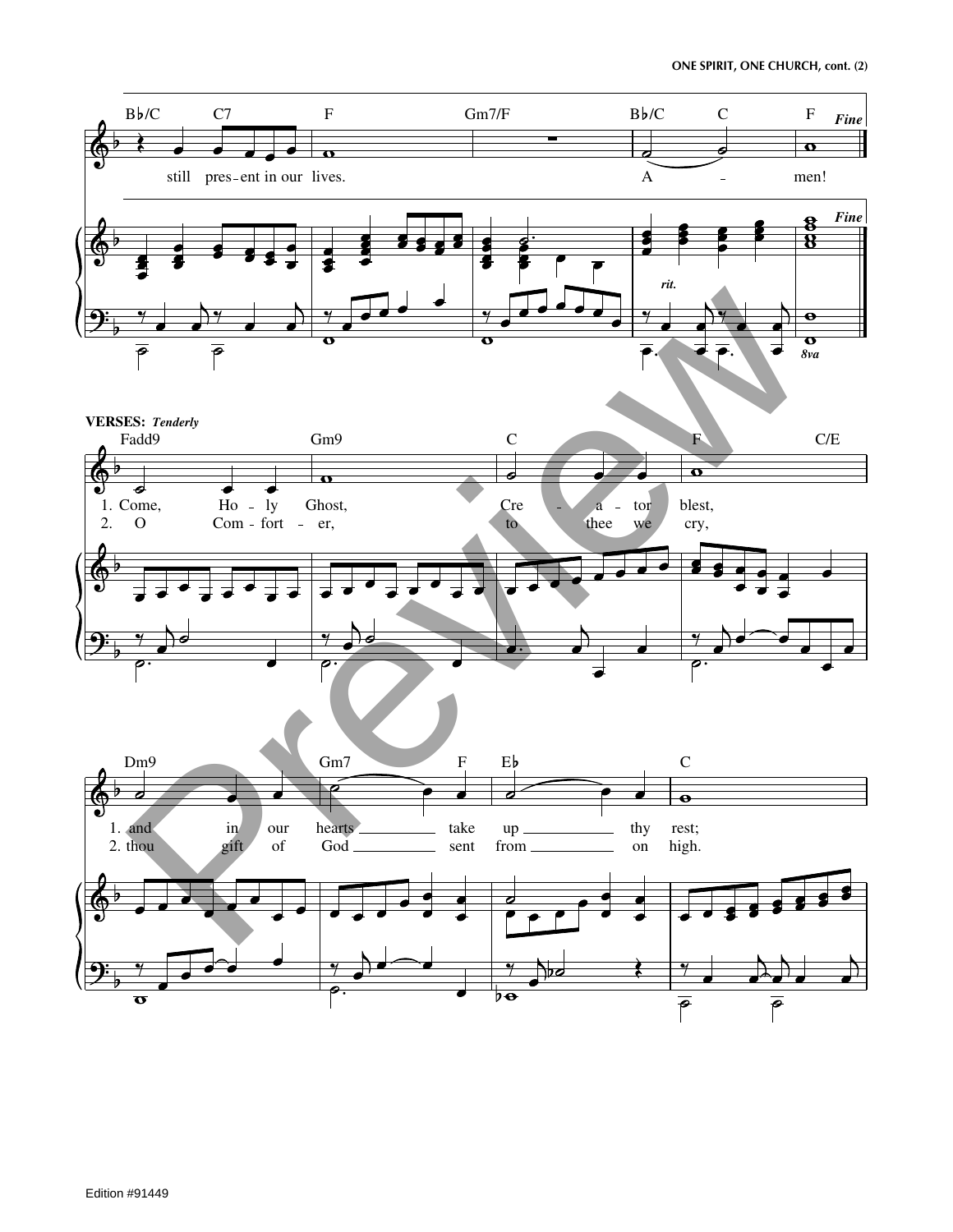B♭/C C7 F Gm7/F B♭/C C F *Fine*

still pres - ent in our lives. A - men!

*rit.*

*8va*

**VERSES:** *Tenderly*

Fadd9 Gm9 C F C/E

1. Come, Ho - ly Ghost, Cre - a - tor blest,
2. O Com - fort - er, to thee we cry,

Dm9 Gm7 F E♭ C

1. and in our hearts take up thy rest;
2. thou gift of God sent from on high.

Edition #91449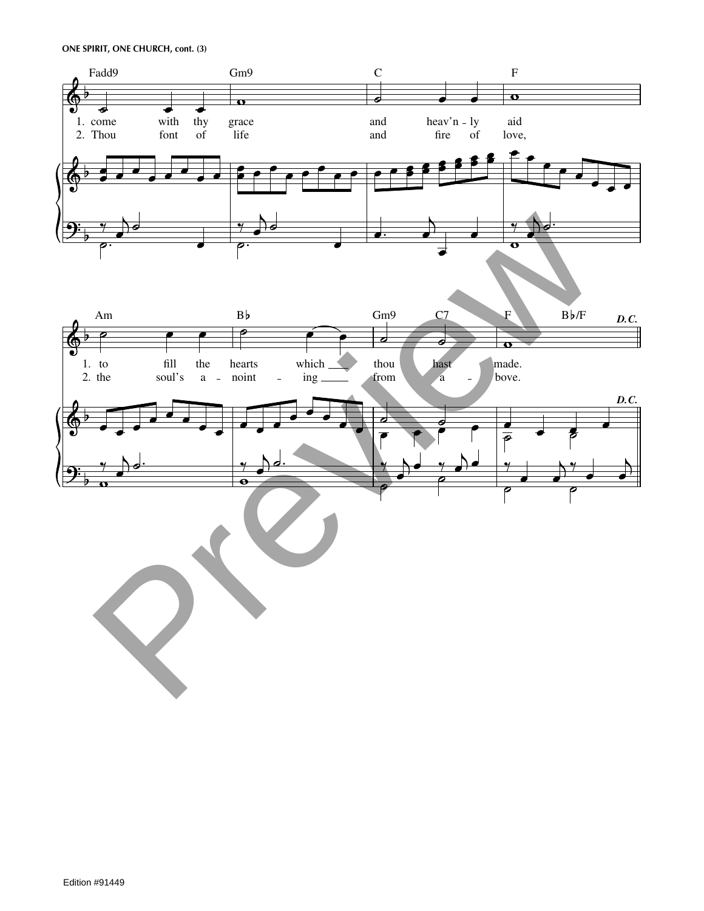Fadd9 Gm9 C F

1. come with thy grace and heav'n - ly aid
2. Thou font of life and fire of love,

Am B♭ Gm9 C7 F B♭/F *D.C.*

1. to fill the hearts which thou hast made.
2. the soul's a - noint - ing from a - bove.

*D.C.*

Edition #91449